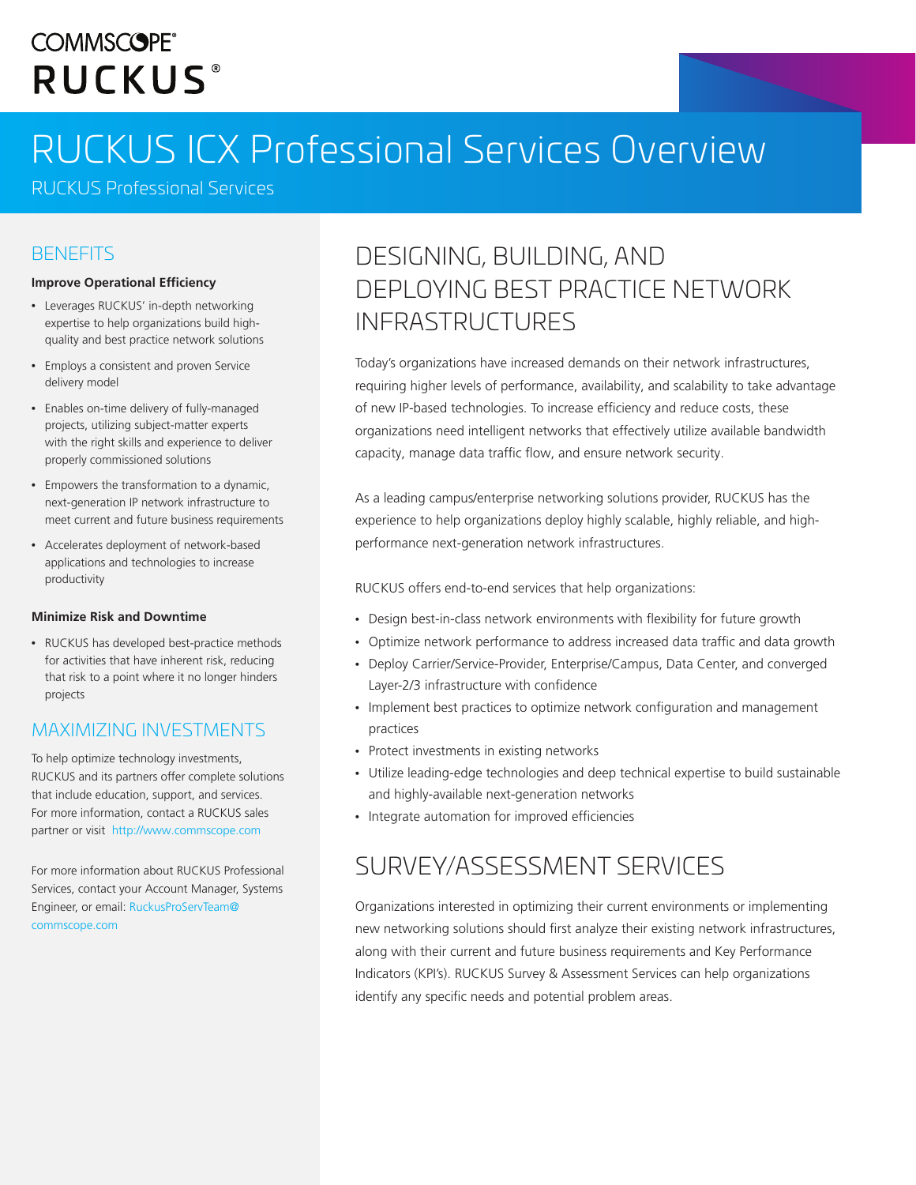COMMSCOPE®
RUCKUS®

# RUCKUS ICX Professional Services Overview

RUCKUS Professional Services

## BENEFITS

**Improve Operational Efficiency**

- Leverages RUCKUS' in-depth networking expertise to help organizations build high-quality and best practice network solutions
- Employs a consistent and proven Service delivery model
- Enables on-time delivery of fully-managed projects, utilizing subject-matter experts with the right skills and experience to deliver properly commissioned solutions
- Empowers the transformation to a dynamic, next-generation IP network infrastructure to meet current and future business requirements
- Accelerates deployment of network-based applications and technologies to increase productivity

**Minimize Risk and Downtime**

- RUCKUS has developed best-practice methods for activities that have inherent risk, reducing that risk to a point where it no longer hinders projects

## MAXIMIZING INVESTMENTS

To help optimize technology investments, RUCKUS and its partners offer complete solutions that include education, support, and services. For more information, contact a RUCKUS sales partner or visit http://www.commscope.com

For more information about RUCKUS Professional Services, contact your Account Manager, Systems Engineer, or email: RuckusProServTeam@commscope.com

## DESIGNING, BUILDING, AND DEPLOYING BEST PRACTICE NETWORK INFRASTRUCTURES

Today's organizations have increased demands on their network infrastructures, requiring higher levels of performance, availability, and scalability to take advantage of new IP-based technologies. To increase efficiency and reduce costs, these organizations need intelligent networks that effectively utilize available bandwidth capacity, manage data traffic flow, and ensure network security.

As a leading campus/enterprise networking solutions provider, RUCKUS has the experience to help organizations deploy highly scalable, highly reliable, and high-performance next-generation network infrastructures.

RUCKUS offers end-to-end services that help organizations:

- Design best-in-class network environments with flexibility for future growth
- Optimize network performance to address increased data traffic and data growth
- Deploy Carrier/Service-Provider, Enterprise/Campus, Data Center, and converged Layer-2/3 infrastructure with confidence
- Implement best practices to optimize network configuration and management practices
- Protect investments in existing networks
- Utilize leading-edge technologies and deep technical expertise to build sustainable and highly-available next-generation networks
- Integrate automation for improved efficiencies

## SURVEY/ASSESSMENT SERVICES

Organizations interested in optimizing their current environments or implementing new networking solutions should first analyze their existing network infrastructures, along with their current and future business requirements and Key Performance Indicators (KPI's). RUCKUS Survey & Assessment Services can help organizations identify any specific needs and potential problem areas.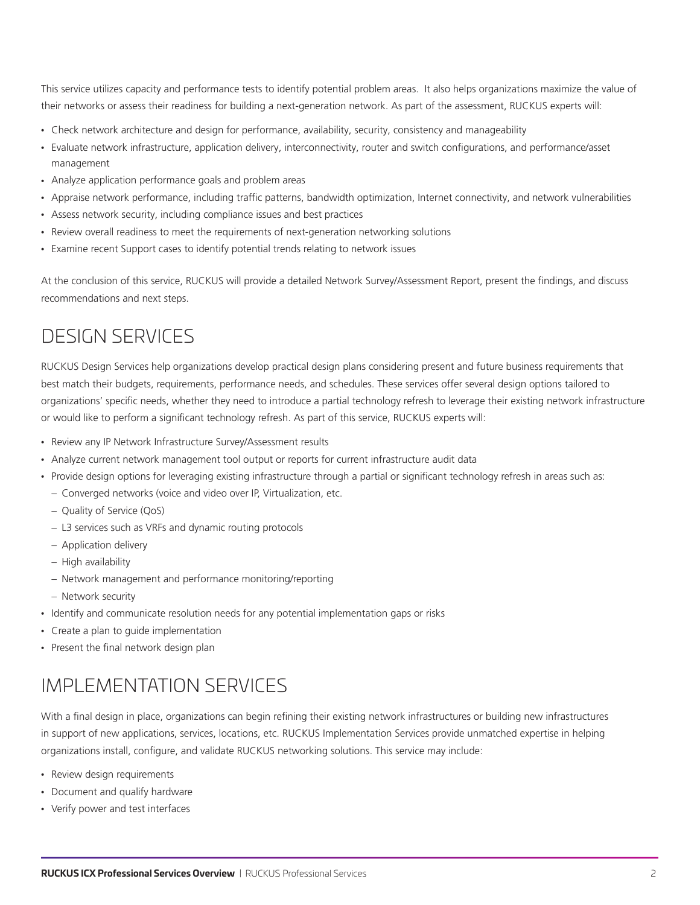This service utilizes capacity and performance tests to identify potential problem areas.  It also helps organizations maximize the value of their networks or assess their readiness for building a next-generation network. As part of the assessment, RUCKUS experts will:

- Check network architecture and design for performance, availability, security, consistency and manageability
- Evaluate network infrastructure, application delivery, interconnectivity, router and switch configurations, and performance/asset management
- Analyze application performance goals and problem areas
- Appraise network performance, including traffic patterns, bandwidth optimization, Internet connectivity, and network vulnerabilities
- Assess network security, including compliance issues and best practices
- Review overall readiness to meet the requirements of next-generation networking solutions
- Examine recent Support cases to identify potential trends relating to network issues

At the conclusion of this service, RUCKUS will provide a detailed Network Survey/Assessment Report, present the findings, and discuss recommendations and next steps.

## DESIGN SERVICES

RUCKUS Design Services help organizations develop practical design plans considering present and future business requirements that best match their budgets, requirements, performance needs, and schedules. These services offer several design options tailored to organizations' specific needs, whether they need to introduce a partial technology refresh to leverage their existing network infrastructure or would like to perform a significant technology refresh. As part of this service, RUCKUS experts will:

- Review any IP Network Infrastructure Survey/Assessment results
- Analyze current network management tool output or reports for current infrastructure audit data
- Provide design options for leveraging existing infrastructure through a partial or significant technology refresh in areas such as:
  - Converged networks (voice and video over IP, Virtualization, etc.
  - Quality of Service (QoS)
  - L3 services such as VRFs and dynamic routing protocols
  - Application delivery
  - High availability
  - Network management and performance monitoring/reporting
  - Network security
- Identify and communicate resolution needs for any potential implementation gaps or risks
- Create a plan to guide implementation
- Present the final network design plan

## IMPLEMENTATION SERVICES

With a final design in place, organizations can begin refining their existing network infrastructures or building new infrastructures in support of new applications, services, locations, etc. RUCKUS Implementation Services provide unmatched expertise in helping organizations install, configure, and validate RUCKUS networking solutions. This service may include:

- Review design requirements
- Document and qualify hardware
- Verify power and test interfaces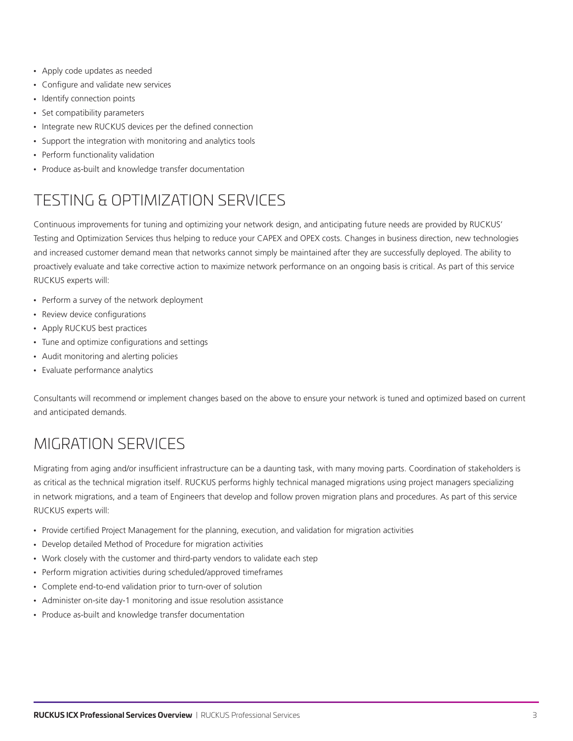- Apply code updates as needed
- Configure and validate new services
- Identify connection points
- Set compatibility parameters
- Integrate new RUCKUS devices per the defined connection
- Support the integration with monitoring and analytics tools
- Perform functionality validation
- Produce as-built and knowledge transfer documentation

## TESTING & OPTIMIZATION SERVICES

Continuous improvements for tuning and optimizing your network design, and anticipating future needs are provided by RUCKUS' Testing and Optimization Services thus helping to reduce your CAPEX and OPEX costs. Changes in business direction, new technologies and increased customer demand mean that networks cannot simply be maintained after they are successfully deployed. The ability to proactively evaluate and take corrective action to maximize network performance on an ongoing basis is critical. As part of this service RUCKUS experts will:

- Perform a survey of the network deployment
- Review device configurations
- Apply RUCKUS best practices
- Tune and optimize configurations and settings
- Audit monitoring and alerting policies
- Evaluate performance analytics

Consultants will recommend or implement changes based on the above to ensure your network is tuned and optimized based on current and anticipated demands.

## MIGRATION SERVICES

Migrating from aging and/or insufficient infrastructure can be a daunting task, with many moving parts. Coordination of stakeholders is as critical as the technical migration itself. RUCKUS performs highly technical managed migrations using project managers specializing in network migrations, and a team of Engineers that develop and follow proven migration plans and procedures. As part of this service RUCKUS experts will:

- Provide certified Project Management for the planning, execution, and validation for migration activities
- Develop detailed Method of Procedure for migration activities
- Work closely with the customer and third-party vendors to validate each step
- Perform migration activities during scheduled/approved timeframes
- Complete end-to-end validation prior to turn-over of solution
- Administer on-site day-1 monitoring and issue resolution assistance
- Produce as-built and knowledge transfer documentation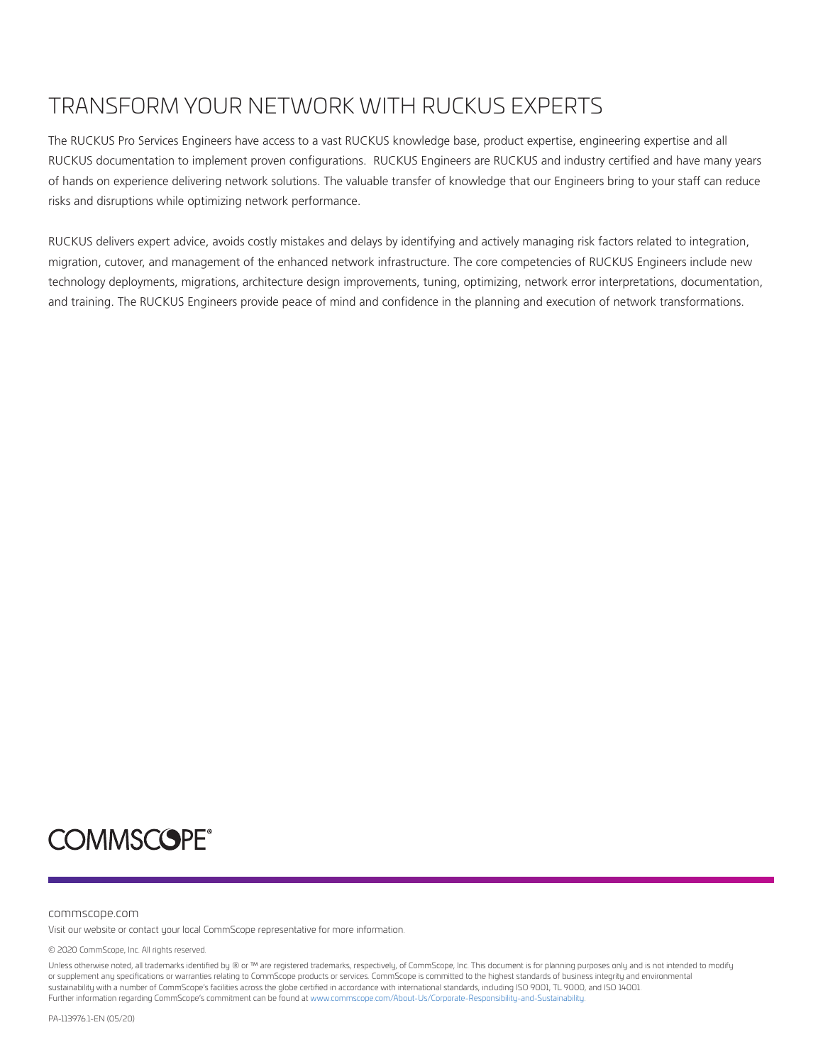# TRANSFORM YOUR NETWORK WITH RUCKUS EXPERTS

The RUCKUS Pro Services Engineers have access to a vast RUCKUS knowledge base, product expertise, engineering expertise and all RUCKUS documentation to implement proven configurations. RUCKUS Engineers are RUCKUS and industry certified and have many years of hands on experience delivering network solutions. The valuable transfer of knowledge that our Engineers bring to your staff can reduce risks and disruptions while optimizing network performance.

RUCKUS delivers expert advice, avoids costly mistakes and delays by identifying and actively managing risk factors related to integration, migration, cutover, and management of the enhanced network infrastructure. The core competencies of RUCKUS Engineers include new technology deployments, migrations, architecture design improvements, tuning, optimizing, network error interpretations, documentation, and training. The RUCKUS Engineers provide peace of mind and confidence in the planning and execution of network transformations.

COMMSCOPE®

commscope.com

Visit our website or contact your local CommScope representative for more information.

© 2020 CommScope, Inc. All rights reserved.

Unless otherwise noted, all trademarks identified by ® or ™ are registered trademarks, respectively, of CommScope, Inc. This document is for planning purposes only and is not intended to modify or supplement any specifications or warranties relating to CommScope products or services. CommScope is committed to the highest standards of business integrity and environmental sustainability with a number of CommScope's facilities across the globe certified in accordance with international standards, including ISO 9001, TL 9000, and ISO 14001. Further information regarding CommScope's commitment can be found at www.commscope.com/About-Us/Corporate-Responsibility-and-Sustainability.

PA-113976.1-EN (05/20)